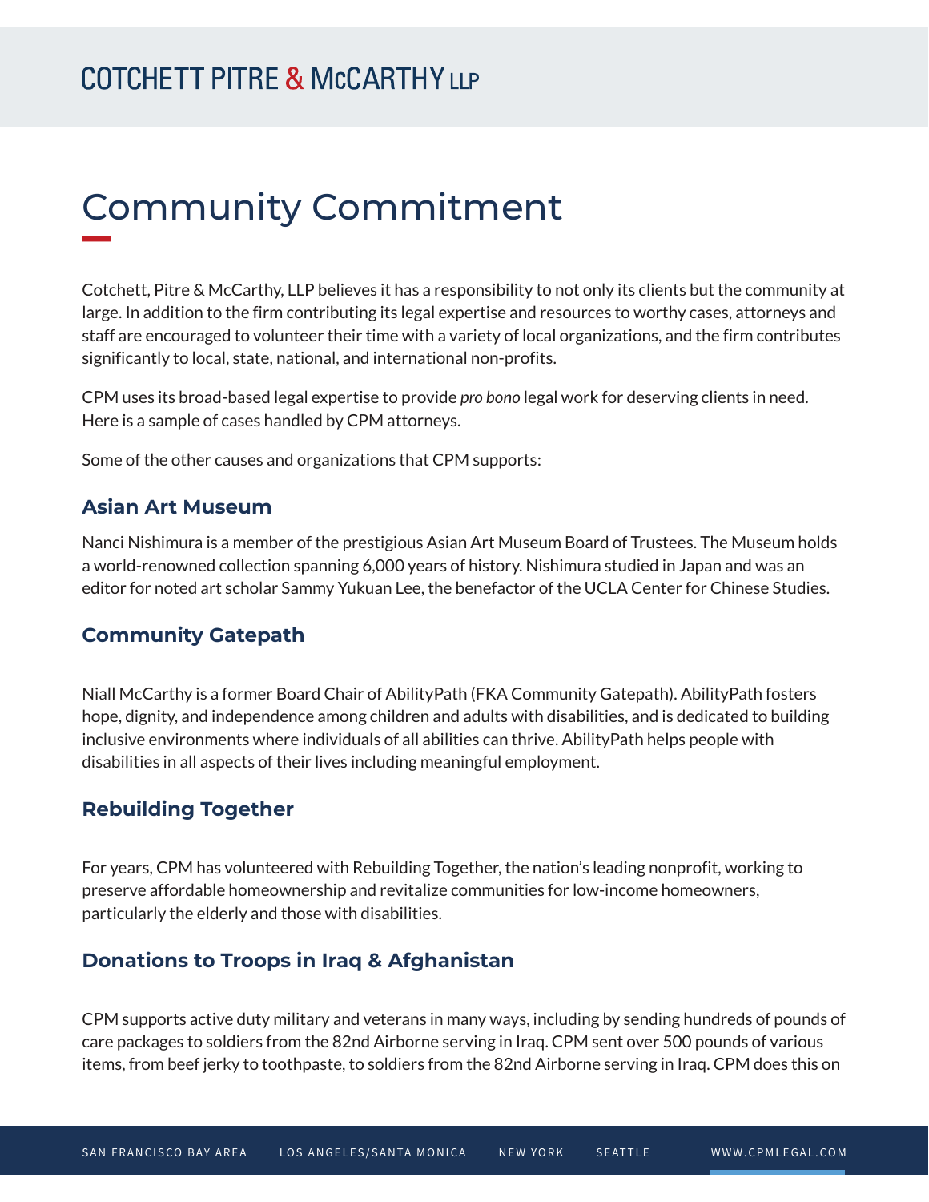# Community Commitment

Cotchett, Pitre & McCarthy, LLP believes it has a responsibility to not only its clients but the community at large. In addition to the firm contributing its legal expertise and resources to worthy cases, attorneys and staff are encouraged to volunteer their time with a variety of local organizations, and the firm contributes significantly to local, state, national, and international non-profits.

CPM uses its broad-based legal expertise to provide *pro bono* legal work for deserving clients in need. Here is a sample of cases handled by CPM attorneys.

Some of the other causes and organizations that CPM supports:

## Asian Art Museum

Nanci Nishimura is a member of the prestigious Asian Art Museum Board of Trustees. The Museum holds a world-renowned collection spanning 6,000 years of history. Nishimura studied in Japan and was an editor for noted art scholar Sammy Yukuan Lee, the benefactor of the UCLA Center for Chinese Studies.

## Community Gatepath

Niall McCarthy is a former Board Chair of AbilityPath (FKA Community Gatepath). AbilityPath fosters hope, dignity, and independence among children and adults with disabilities, and is dedicated to building inclusive environments where individuals of all abilities can thrive. AbilityPath helps people with disabilities in all aspects of their lives including meaningful employment.

## Rebuilding Together

For years, CPM has volunteered with Rebuilding Together, the nation's leading nonprofit, working to preserve affordable homeownership and revitalize communities for low-income homeowners, particularly the elderly and those with disabilities.

## Donations to Troops in Iraq & Afghanistan

CPM supports active duty military and veterans in many ways, including by sending hundreds of pounds of care packages to soldiers from the 82nd Airborne serving in Iraq. CPM sent over 500 pounds of various items, from beef jerky to toothpaste, to soldiers from the 82nd Airborne serving in Iraq. CPM does this on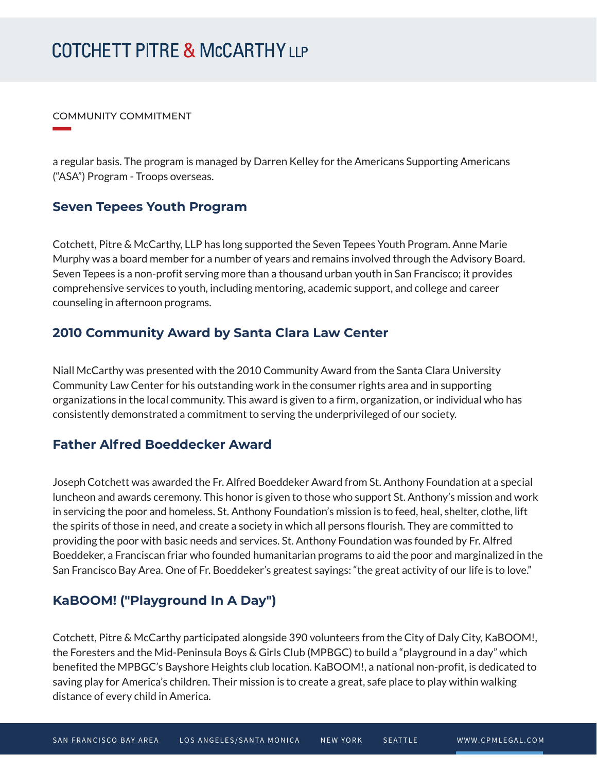a regular basis. The program is managed by Darren Kelley for the Americans Supporting Americans ("ASA") Program - Troops overseas.

## Seven Tepees Youth Program

Cotchett, Pitre & McCarthy, LLP has long supported the Seven Tepees Youth Program. Anne Marie Murphy was a board member for a number of years and remains involved through the Advisory Board. Seven Tepees is a non-profit serving more than a thousand urban youth in San Francisco; it provides comprehensive services to youth, including mentoring, academic support, and college and career counseling in afternoon programs.

## 2010 Community Award by Santa Clara Law Center

Niall McCarthy was presented with the 2010 Community Award from the Santa Clara University Community Law Center for his outstanding work in the consumer rights area and in supporting organizations in the local community. This award is given to a firm, organization, or individual who has consistently demonstrated a commitment to serving the underprivileged of our society.

## Father Alfred Boeddecker Award

Joseph Cotchett was awarded the Fr. Alfred Boeddeker Award from St. Anthony Foundation at a special luncheon and awards ceremony. This honor is given to those who support St. Anthony's mission and work in servicing the poor and homeless. St. Anthony Foundation's mission is to feed, heal, shelter, clothe, lift the spirits of those in need, and create a society in which all persons flourish. They are committed to providing the poor with basic needs and services. St. Anthony Foundation was founded by Fr. Alfred Boeddeker, a Franciscan friar who founded humanitarian programs to aid the poor and marginalized in the San Francisco Bay Area. One of Fr. Boeddeker's greatest sayings: "the great activity of our life is to love."

## KaBOOM! ("Playground In A Day")

Cotchett, Pitre & McCarthy participated alongside 390 volunteers from the City of Daly City, KaBOOM!, the Foresters and the Mid-Peninsula Boys & Girls Club (MPBGC) to build a "playground in a day" which benefited the MPBGC's Bayshore Heights club location. KaBOOM!, a national non-profit, is dedicated to saving play for America's children. Their mission is to create a great, safe place to play within walking distance of every child in America.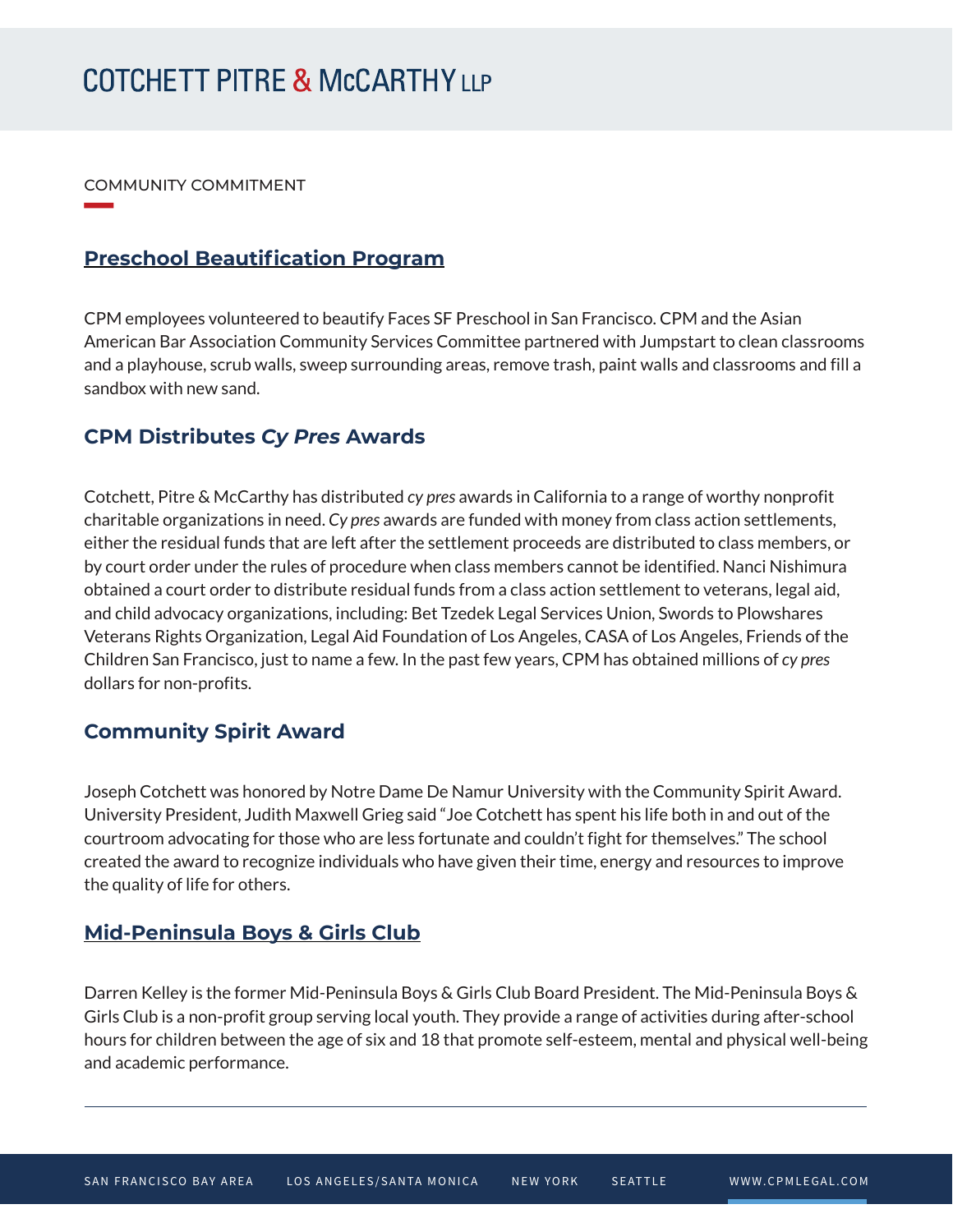COMMUNITY COMMITMENT

## Preschool Beautification Program

CPM employees volunteered to beautify Faces SF Preschool in San Francisco. CPM and the Asian American Bar Association Community Services Committee partnered with Jumpstart to clean classrooms and a playhouse, scrub walls, sweep surrounding areas, remove trash, paint walls and classrooms and fill a sandbox with new sand.

## CPM Distributes *Cy Pres* Awards

Cotchett, Pitre & McCarthy has distributed *cy pres* awards in California to a range of worthy nonprofit charitable organizations in need. *Cy pres* awards are funded with money from class action settlements, either the residual funds that are left after the settlement proceeds are distributed to class members, or by court order under the rules of procedure when class members cannot be identified. Nanci Nishimura obtained a court order to distribute residual funds from a class action settlement to veterans, legal aid, and child advocacy organizations, including: Bet Tzedek Legal Services Union, Swords to Plowshares Veterans Rights Organization, Legal Aid Foundation of Los Angeles, CASA of Los Angeles, Friends of the Children San Francisco, just to name a few. In the past few years, CPM has obtained millions of *cy pres* dollars for non-profits.

## Community Spirit Award

Joseph Cotchett was honored by Notre Dame De Namur University with the Community Spirit Award. University President, Judith Maxwell Grieg said "Joe Cotchett has spent his life both in and out of the courtroom advocating for those who are less fortunate and couldn't fight for themselves." The school created the award to recognize individuals who have given their time, energy and resources to improve the quality of life for others.

## Mid-Peninsula Boys & Girls Club

Darren Kelley is the former Mid-Peninsula Boys & Girls Club Board President. The Mid-Peninsula Boys & Girls Club is a non-profit group serving local youth. They provide a range of activities during after-school hours for children between the age of six and 18 that promote self-esteem, mental and physical well-being and academic performance.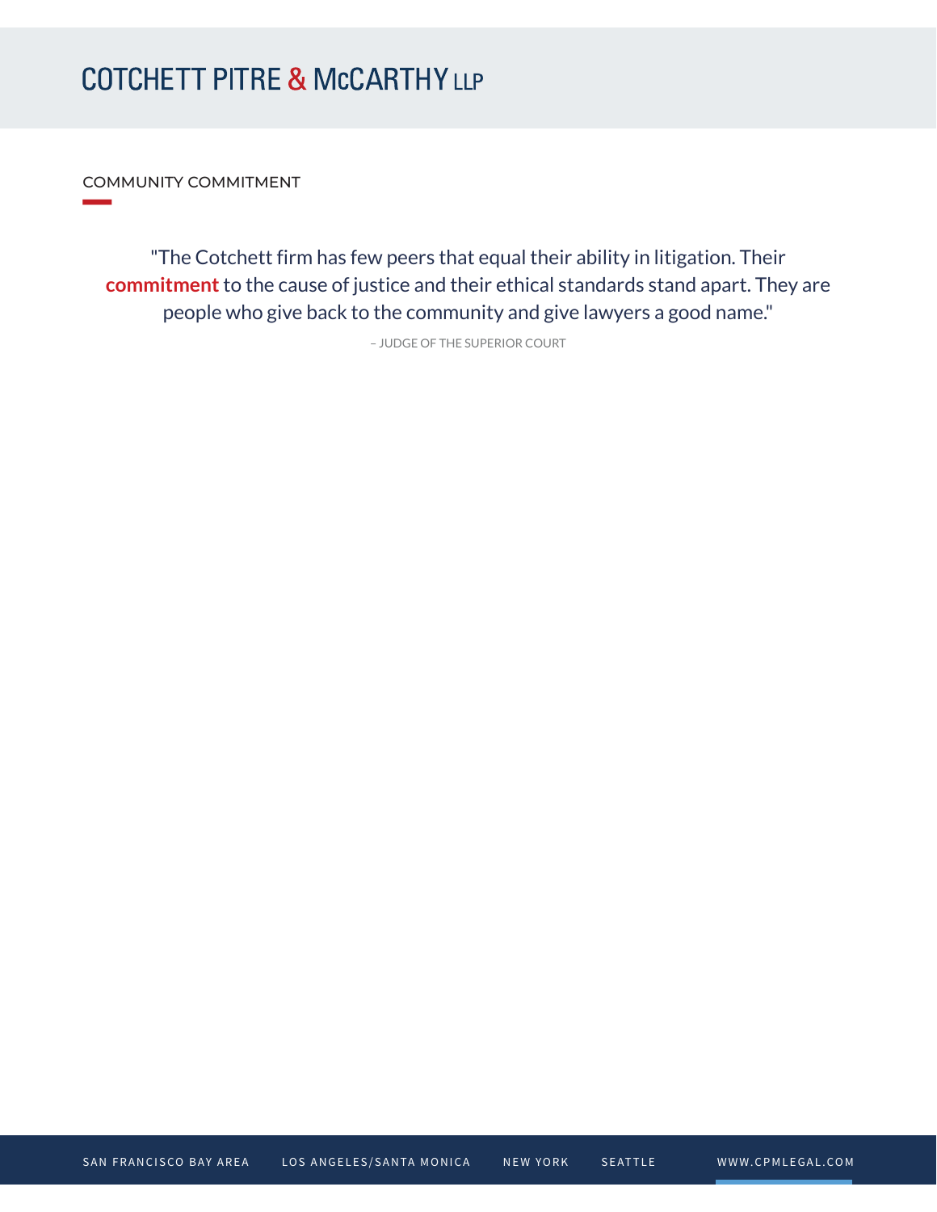## COMMUNITY COMMITMENT

"The Cotchett firm has few peers that equal their ability in litigation. Their **commitment** to the cause of justice and their ethical standards stand apart. They are people who give back to the community and give lawyers a good name."

– JUDGE OF THE SUPERIOR COURT